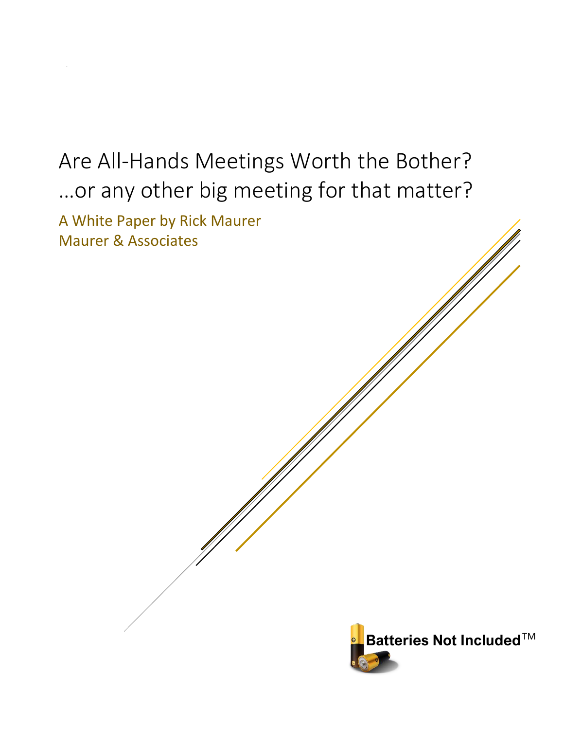# Are All-Hands Meetings Worth the Bother?
# …or any other big meeting for that matter?

A White Paper by Rick Maurer
Maurer & Associates

Batteries Not Included™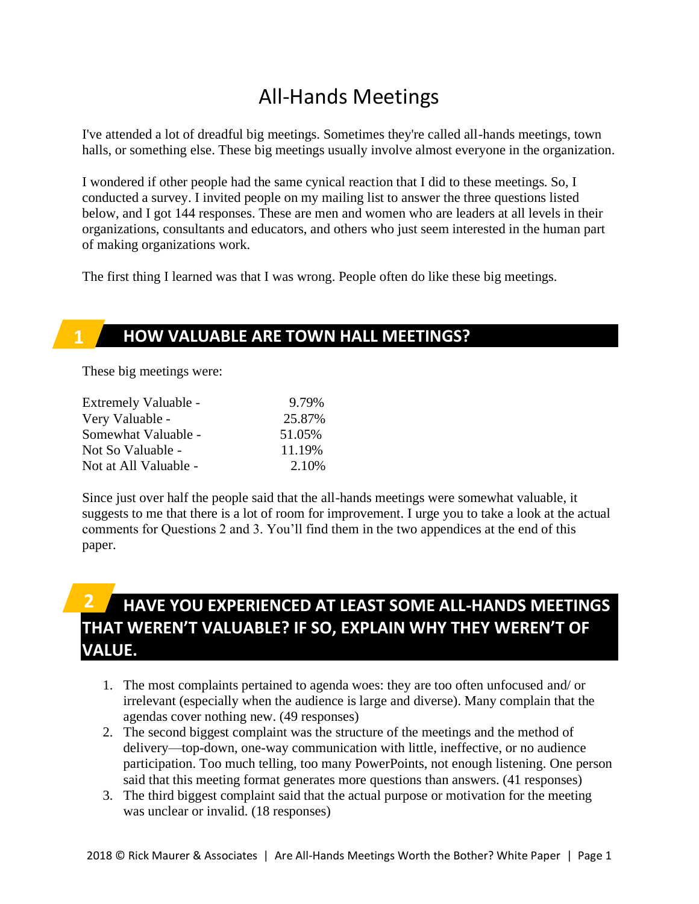# All-Hands Meetings

I've attended a lot of dreadful big meetings. Sometimes they're called all-hands meetings, town halls, or something else. These big meetings usually involve almost everyone in the organization.

I wondered if other people had the same cynical reaction that I did to these meetings. So, I conducted a survey. I invited people on my mailing list to answer the three questions listed below, and I got 144 responses. These are men and women who are leaders at all levels in their organizations, consultants and educators, and others who just seem interested in the human part of making organizations work.

The first thing I learned was that I was wrong. People often do like these big meetings.

## 1 HOW VALUABLE ARE TOWN HALL MEETINGS?

These big meetings were:

| | |
|---|---|
| Extremely Valuable - | 9.79% |
| Very Valuable - | 25.87% |
| Somewhat Valuable - | 51.05% |
| Not So Valuable - | 11.19% |
| Not at All Valuable - | 2.10% |

Since just over half the people said that the all-hands meetings were somewhat valuable, it suggests to me that there is a lot of room for improvement. I urge you to take a look at the actual comments for Questions 2 and 3. You'll find them in the two appendices at the end of this paper.

## 2 HAVE YOU EXPERIENCED AT LEAST SOME ALL-HANDS MEETINGS THAT WEREN'T VALUABLE? IF SO, EXPLAIN WHY THEY WEREN'T OF VALUE.

1. The most complaints pertained to agenda woes: they are too often unfocused and/ or irrelevant (especially when the audience is large and diverse). Many complain that the agendas cover nothing new. (49 responses)
2. The second biggest complaint was the structure of the meetings and the method of delivery—top-down, one-way communication with little, ineffective, or no audience participation. Too much telling, too many PowerPoints, not enough listening. One person said that this meeting format generates more questions than answers. (41 responses)
3. The third biggest complaint said that the actual purpose or motivation for the meeting was unclear or invalid. (18 responses)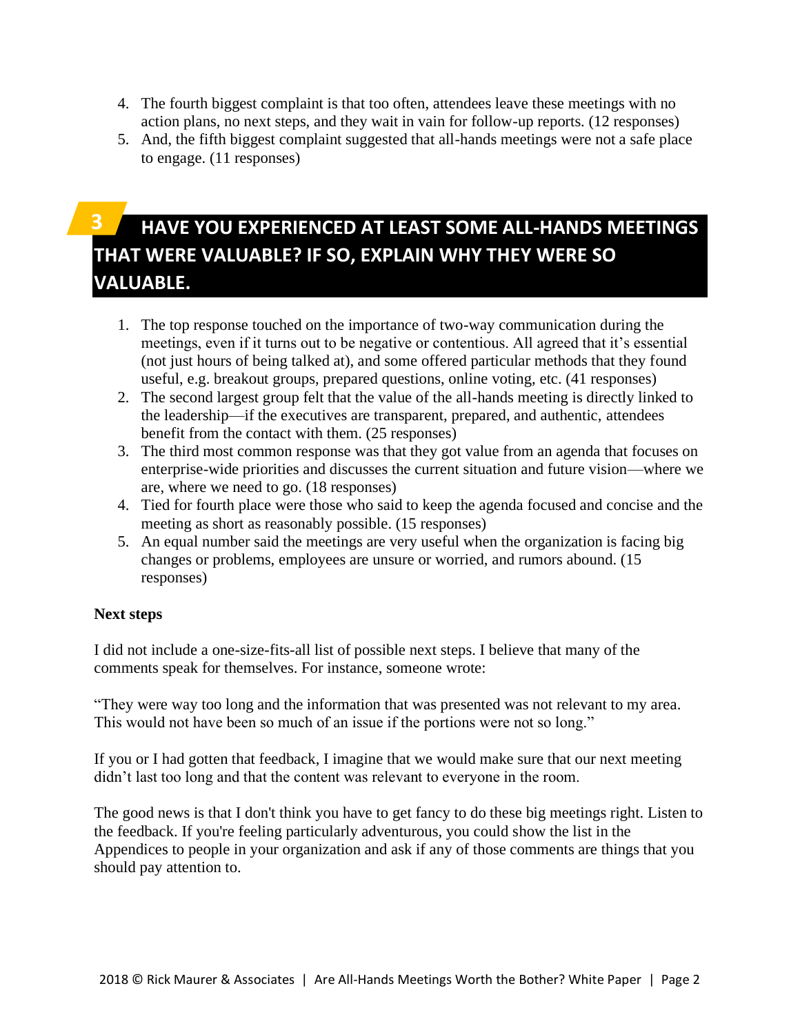4. The fourth biggest complaint is that too often, attendees leave these meetings with no action plans, no next steps, and they wait in vain for follow-up reports. (12 responses)
5. And, the fifth biggest complaint suggested that all-hands meetings were not a safe place to engage. (11 responses)

## 3 HAVE YOU EXPERIENCED AT LEAST SOME ALL-HANDS MEETINGS THAT WERE VALUABLE? IF SO, EXPLAIN WHY THEY WERE SO VALUABLE.

1. The top response touched on the importance of two-way communication during the meetings, even if it turns out to be negative or contentious. All agreed that it's essential (not just hours of being talked at), and some offered particular methods that they found useful, e.g. breakout groups, prepared questions, online voting, etc. (41 responses)
2. The second largest group felt that the value of the all-hands meeting is directly linked to the leadership—if the executives are transparent, prepared, and authentic, attendees benefit from the contact with them. (25 responses)
3. The third most common response was that they got value from an agenda that focuses on enterprise-wide priorities and discusses the current situation and future vision—where we are, where we need to go. (18 responses)
4. Tied for fourth place were those who said to keep the agenda focused and concise and the meeting as short as reasonably possible. (15 responses)
5. An equal number said the meetings are very useful when the organization is facing big changes or problems, employees are unsure or worried, and rumors abound. (15 responses)

**Next steps**

I did not include a one-size-fits-all list of possible next steps. I believe that many of the comments speak for themselves. For instance, someone wrote:

"They were way too long and the information that was presented was not relevant to my area. This would not have been so much of an issue if the portions were not so long."

If you or I had gotten that feedback, I imagine that we would make sure that our next meeting didn't last too long and that the content was relevant to everyone in the room.

The good news is that I don't think you have to get fancy to do these big meetings right. Listen to the feedback. If you're feeling particularly adventurous, you could show the list in the Appendices to people in your organization and ask if any of those comments are things that you should pay attention to.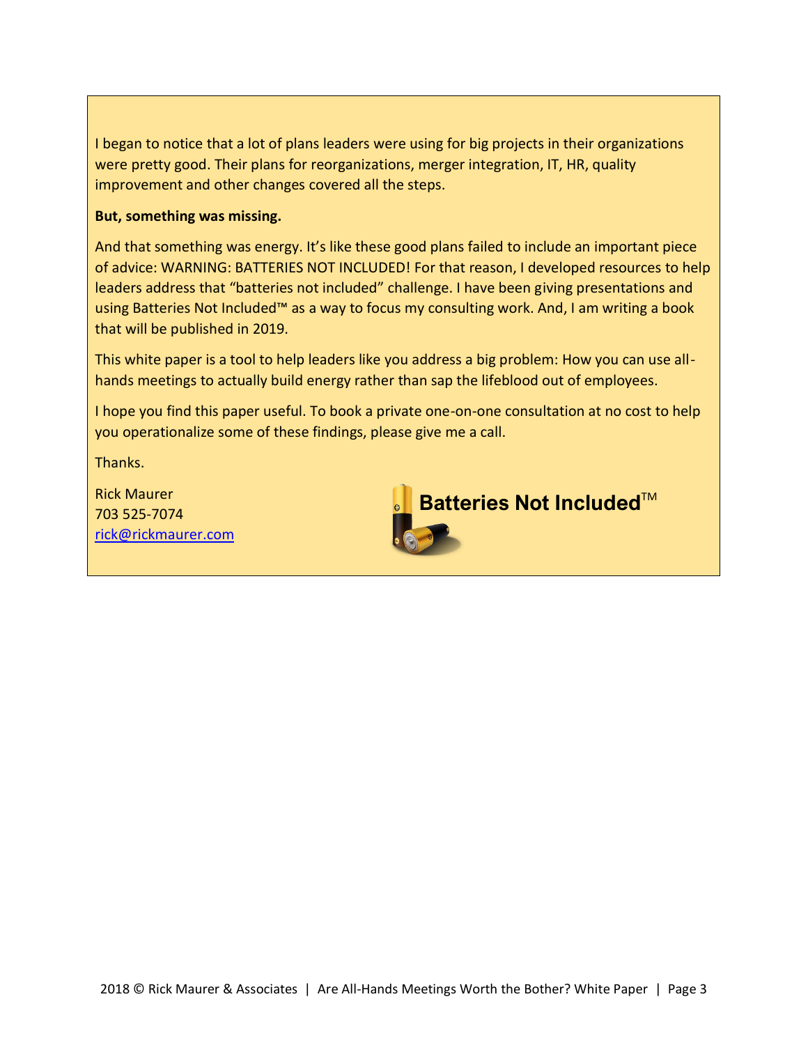I began to notice that a lot of plans leaders were using for big projects in their organizations were pretty good. Their plans for reorganizations, merger integration, IT, HR, quality improvement and other changes covered all the steps.

**But, something was missing.**

And that something was energy. It's like these good plans failed to include an important piece of advice: WARNING: BATTERIES NOT INCLUDED! For that reason, I developed resources to help leaders address that "batteries not included" challenge. I have been giving presentations and using Batteries Not Included™ as a way to focus my consulting work. And, I am writing a book that will be published in 2019.

This white paper is a tool to help leaders like you address a big problem: How you can use all-hands meetings to actually build energy rather than sap the lifeblood out of employees.

I hope you find this paper useful. To book a private one-on-one consultation at no cost to help you operationalize some of these findings, please give me a call.

Thanks.

Rick Maurer
703 525-7074
rick@rickmaurer.com

**Batteries Not Included**™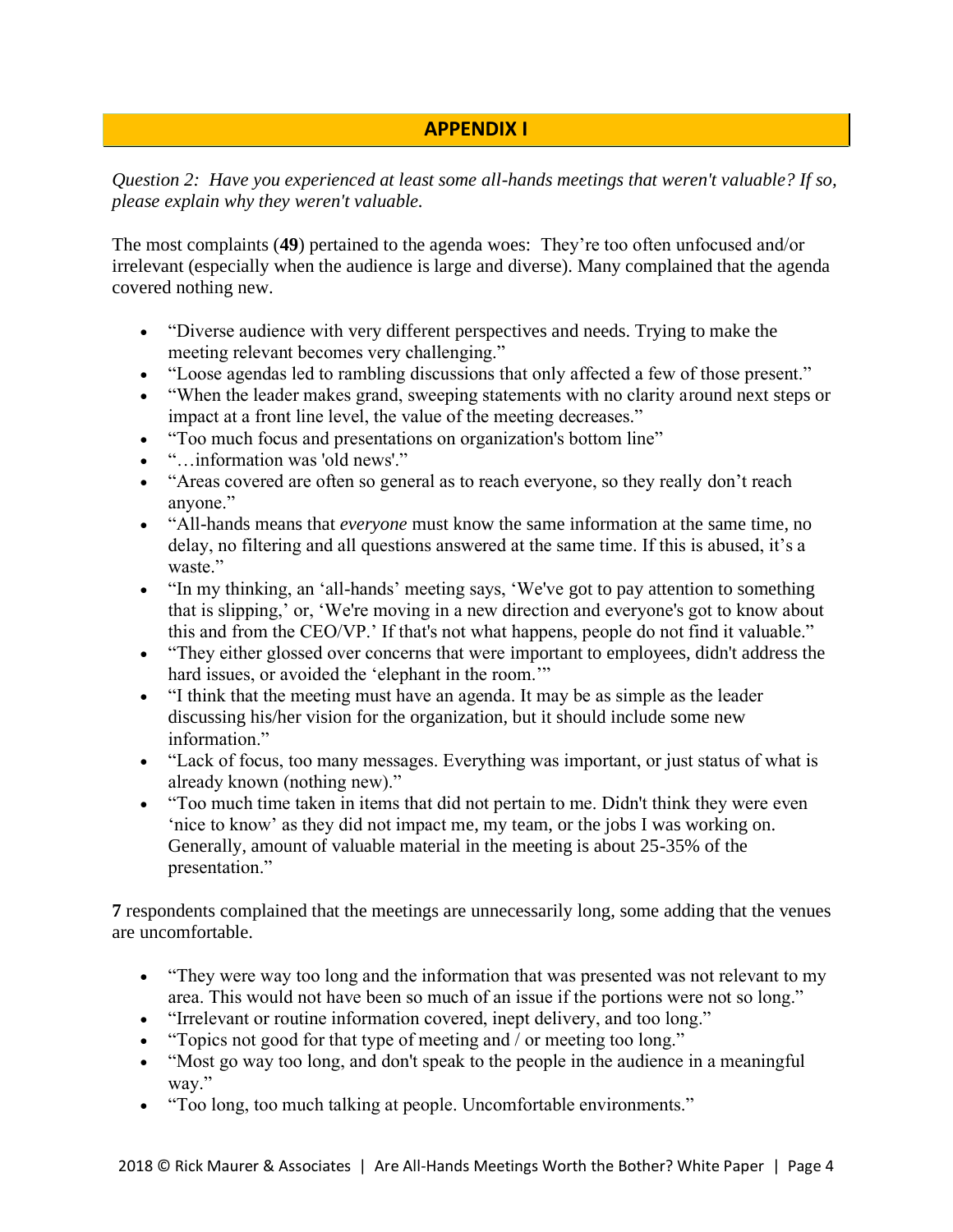## APPENDIX I

*Question 2: Have you experienced at least some all-hands meetings that weren't valuable? If so, please explain why they weren't valuable.*

The most complaints (**49**) pertained to the agenda woes: They're too often unfocused and/or irrelevant (especially when the audience is large and diverse). Many complained that the agenda covered nothing new.

- "Diverse audience with very different perspectives and needs. Trying to make the meeting relevant becomes very challenging."
- "Loose agendas led to rambling discussions that only affected a few of those present."
- "When the leader makes grand, sweeping statements with no clarity around next steps or impact at a front line level, the value of the meeting decreases."
- "Too much focus and presentations on organization's bottom line"
- "…information was 'old news'."
- "Areas covered are often so general as to reach everyone, so they really don't reach anyone."
- "All-hands means that *everyone* must know the same information at the same time, no delay, no filtering and all questions answered at the same time. If this is abused, it's a waste."
- "In my thinking, an 'all-hands' meeting says, 'We've got to pay attention to something that is slipping,' or, 'We're moving in a new direction and everyone's got to know about this and from the CEO/VP.' If that's not what happens, people do not find it valuable."
- "They either glossed over concerns that were important to employees, didn't address the hard issues, or avoided the 'elephant in the room.'"
- "I think that the meeting must have an agenda. It may be as simple as the leader discussing his/her vision for the organization, but it should include some new information."
- "Lack of focus, too many messages. Everything was important, or just status of what is already known (nothing new)."
- "Too much time taken in items that did not pertain to me. Didn't think they were even 'nice to know' as they did not impact me, my team, or the jobs I was working on. Generally, amount of valuable material in the meeting is about 25-35% of the presentation."

**7** respondents complained that the meetings are unnecessarily long, some adding that the venues are uncomfortable.

- "They were way too long and the information that was presented was not relevant to my area. This would not have been so much of an issue if the portions were not so long."
- "Irrelevant or routine information covered, inept delivery, and too long."
- "Topics not good for that type of meeting and / or meeting too long."
- "Most go way too long, and don't speak to the people in the audience in a meaningful way."
- "Too long, too much talking at people. Uncomfortable environments."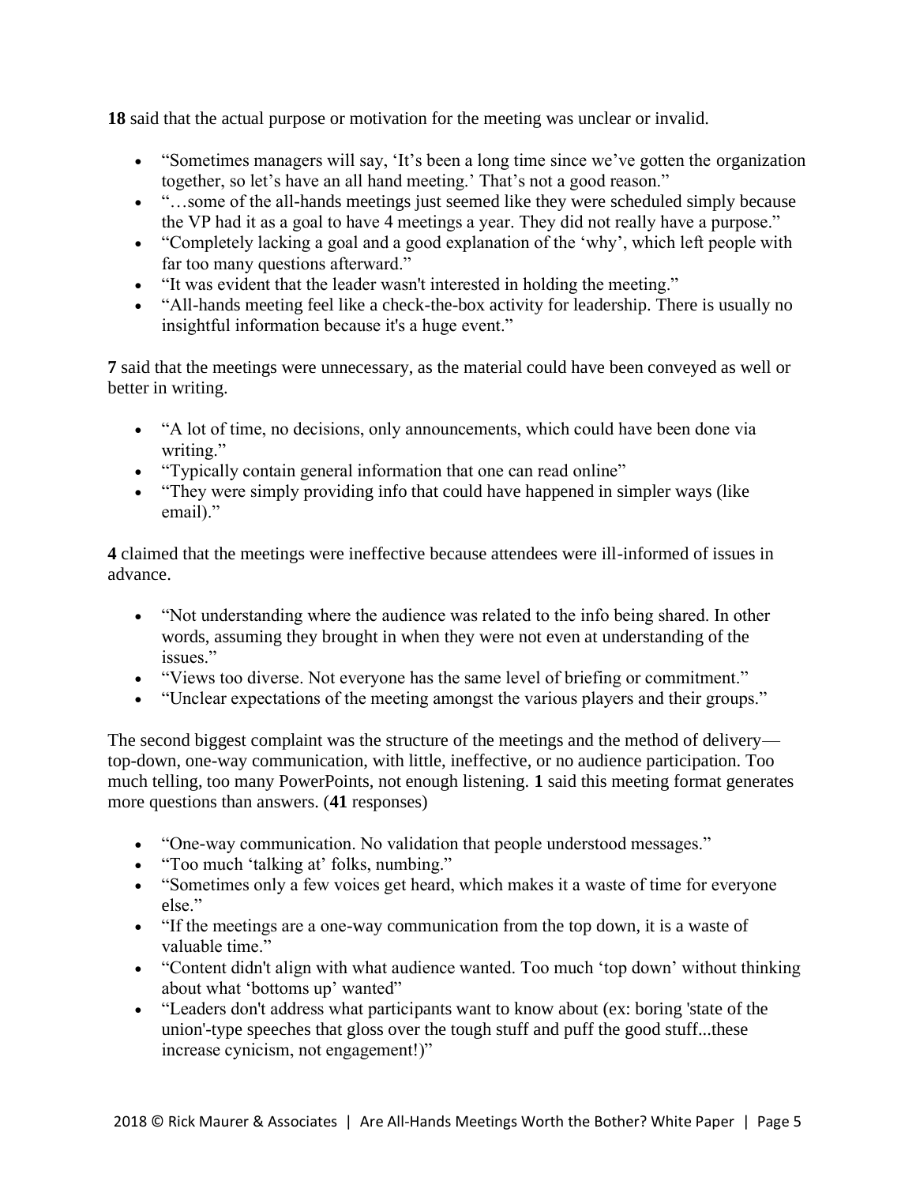**18** said that the actual purpose or motivation for the meeting was unclear or invalid.

- "Sometimes managers will say, 'It's been a long time since we've gotten the organization together, so let's have an all hand meeting.' That's not a good reason."
- "…some of the all-hands meetings just seemed like they were scheduled simply because the VP had it as a goal to have 4 meetings a year. They did not really have a purpose."
- "Completely lacking a goal and a good explanation of the 'why', which left people with far too many questions afterward."
- "It was evident that the leader wasn't interested in holding the meeting."
- "All-hands meeting feel like a check-the-box activity for leadership. There is usually no insightful information because it's a huge event."

**7** said that the meetings were unnecessary, as the material could have been conveyed as well or better in writing.

- "A lot of time, no decisions, only announcements, which could have been done via writing."
- "Typically contain general information that one can read online"
- "They were simply providing info that could have happened in simpler ways (like email)."

**4** claimed that the meetings were ineffective because attendees were ill-informed of issues in advance.

- "Not understanding where the audience was related to the info being shared. In other words, assuming they brought in when they were not even at understanding of the issues."
- "Views too diverse. Not everyone has the same level of briefing or commitment."
- "Unclear expectations of the meeting amongst the various players and their groups."

The second biggest complaint was the structure of the meetings and the method of delivery—top-down, one-way communication, with little, ineffective, or no audience participation. Too much telling, too many PowerPoints, not enough listening. **1** said this meeting format generates more questions than answers. (**41** responses)

- "One-way communication. No validation that people understood messages."
- "Too much 'talking at' folks, numbing."
- "Sometimes only a few voices get heard, which makes it a waste of time for everyone else."
- "If the meetings are a one-way communication from the top down, it is a waste of valuable time."
- "Content didn't align with what audience wanted. Too much 'top down' without thinking about what 'bottoms up' wanted"
- "Leaders don't address what participants want to know about (ex: boring 'state of the union'-type speeches that gloss over the tough stuff and puff the good stuff...these increase cynicism, not engagement!)"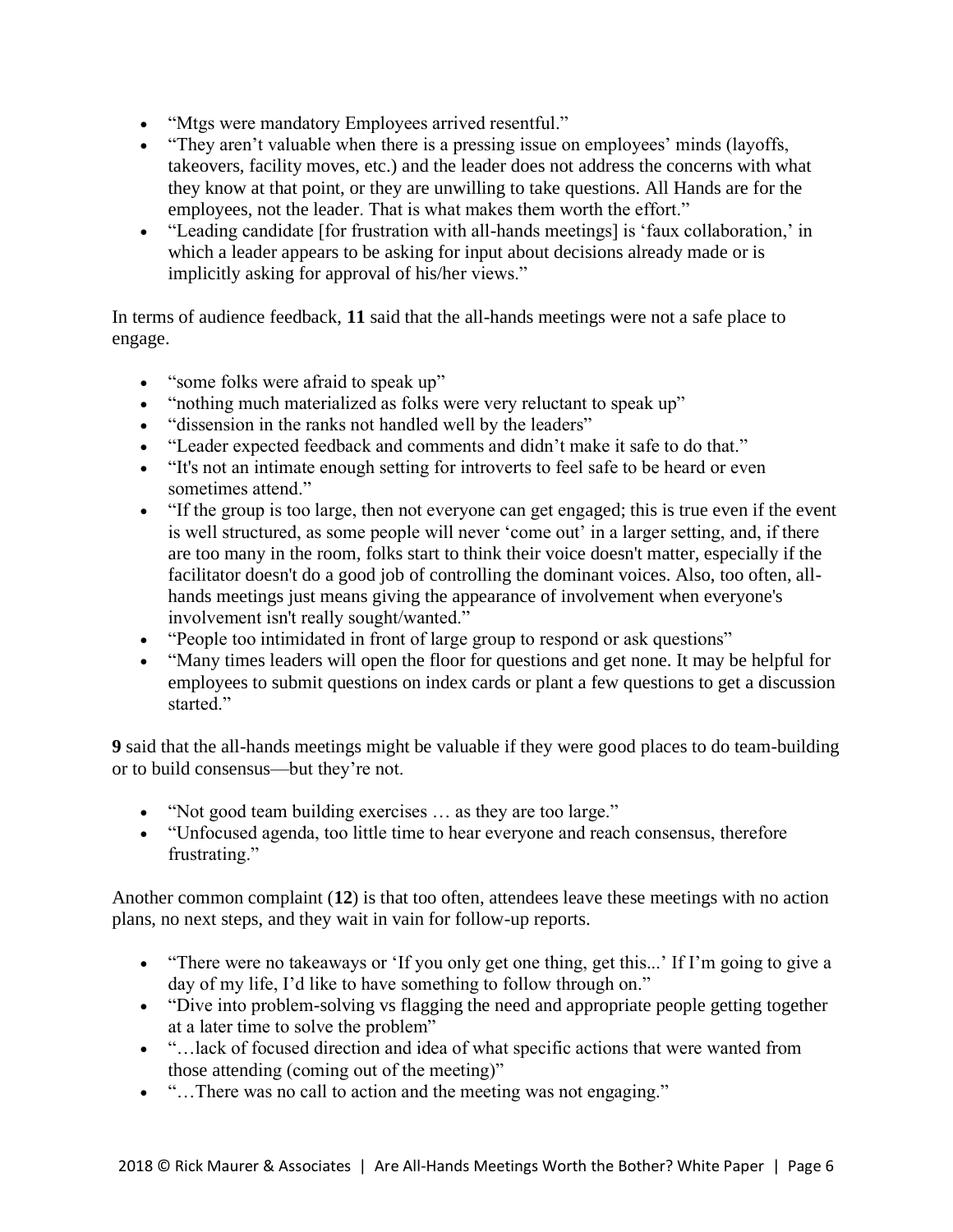- "Mtgs were mandatory Employees arrived resentful."
- "They aren't valuable when there is a pressing issue on employees' minds (layoffs, takeovers, facility moves, etc.) and the leader does not address the concerns with what they know at that point, or they are unwilling to take questions. All Hands are for the employees, not the leader. That is what makes them worth the effort."
- "Leading candidate [for frustration with all-hands meetings] is 'faux collaboration,' in which a leader appears to be asking for input about decisions already made or is implicitly asking for approval of his/her views."

In terms of audience feedback, **11** said that the all-hands meetings were not a safe place to engage.

- "some folks were afraid to speak up"
- "nothing much materialized as folks were very reluctant to speak up"
- "dissension in the ranks not handled well by the leaders"
- "Leader expected feedback and comments and didn't make it safe to do that."
- "It's not an intimate enough setting for introverts to feel safe to be heard or even sometimes attend."
- "If the group is too large, then not everyone can get engaged; this is true even if the event is well structured, as some people will never 'come out' in a larger setting, and, if there are too many in the room, folks start to think their voice doesn't matter, especially if the facilitator doesn't do a good job of controlling the dominant voices. Also, too often, all-hands meetings just means giving the appearance of involvement when everyone's involvement isn't really sought/wanted."
- "People too intimidated in front of large group to respond or ask questions"
- "Many times leaders will open the floor for questions and get none. It may be helpful for employees to submit questions on index cards or plant a few questions to get a discussion started."

**9** said that the all-hands meetings might be valuable if they were good places to do team-building or to build consensus—but they're not.

- "Not good team building exercises … as they are too large."
- "Unfocused agenda, too little time to hear everyone and reach consensus, therefore frustrating."

Another common complaint (**12**) is that too often, attendees leave these meetings with no action plans, no next steps, and they wait in vain for follow-up reports.

- "There were no takeaways or 'If you only get one thing, get this...' If I'm going to give a day of my life, I'd like to have something to follow through on."
- "Dive into problem-solving vs flagging the need and appropriate people getting together at a later time to solve the problem"
- "…lack of focused direction and idea of what specific actions that were wanted from those attending (coming out of the meeting)"
- "…There was no call to action and the meeting was not engaging."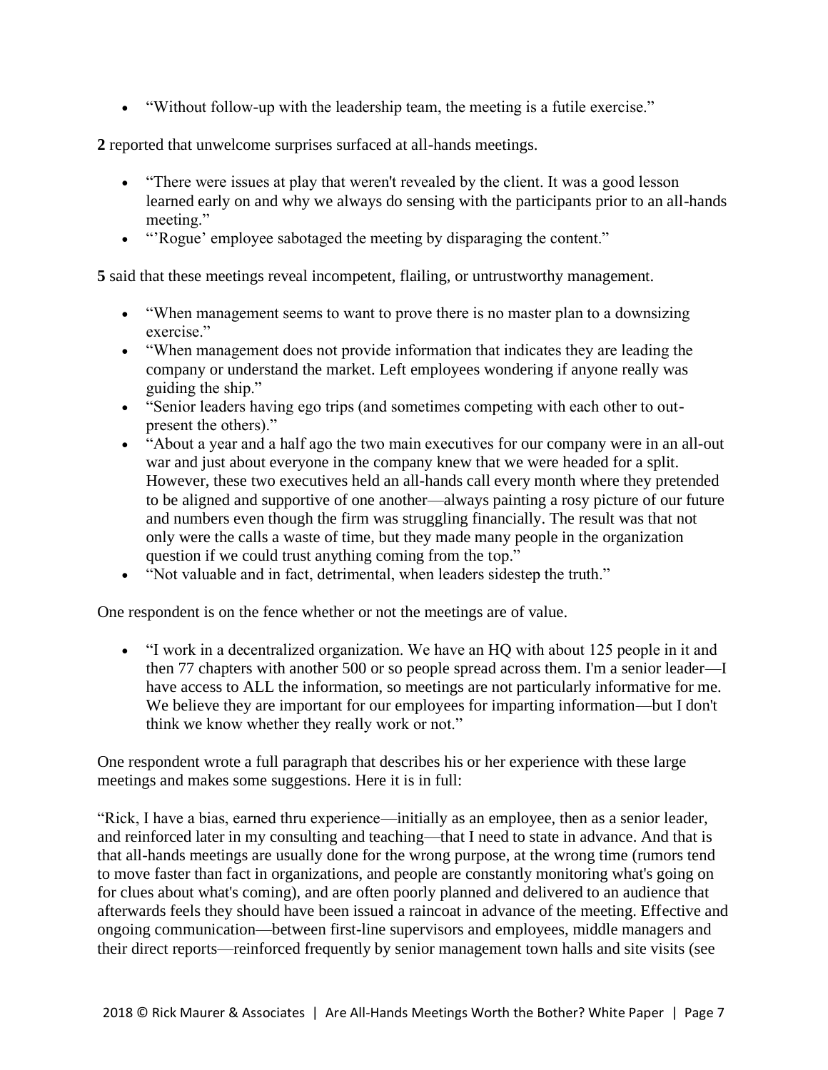- "Without follow-up with the leadership team, the meeting is a futile exercise."

**2** reported that unwelcome surprises surfaced at all-hands meetings.

- "There were issues at play that weren't revealed by the client. It was a good lesson learned early on and why we always do sensing with the participants prior to an all-hands meeting."
- "'Rogue' employee sabotaged the meeting by disparaging the content."

**5** said that these meetings reveal incompetent, flailing, or untrustworthy management.

- "When management seems to want to prove there is no master plan to a downsizing exercise."
- "When management does not provide information that indicates they are leading the company or understand the market. Left employees wondering if anyone really was guiding the ship."
- "Senior leaders having ego trips (and sometimes competing with each other to out-present the others)."
- "About a year and a half ago the two main executives for our company were in an all-out war and just about everyone in the company knew that we were headed for a split. However, these two executives held an all-hands call every month where they pretended to be aligned and supportive of one another—always painting a rosy picture of our future and numbers even though the firm was struggling financially. The result was that not only were the calls a waste of time, but they made many people in the organization question if we could trust anything coming from the top."
- "Not valuable and in fact, detrimental, when leaders sidestep the truth."

One respondent is on the fence whether or not the meetings are of value.

- "I work in a decentralized organization. We have an HQ with about 125 people in it and then 77 chapters with another 500 or so people spread across them. I'm a senior leader—I have access to ALL the information, so meetings are not particularly informative for me. We believe they are important for our employees for imparting information—but I don't think we know whether they really work or not."

One respondent wrote a full paragraph that describes his or her experience with these large meetings and makes some suggestions. Here it is in full:

"Rick, I have a bias, earned thru experience—initially as an employee, then as a senior leader, and reinforced later in my consulting and teaching—that I need to state in advance. And that is that all-hands meetings are usually done for the wrong purpose, at the wrong time (rumors tend to move faster than fact in organizations, and people are constantly monitoring what's going on for clues about what's coming), and are often poorly planned and delivered to an audience that afterwards feels they should have been issued a raincoat in advance of the meeting. Effective and ongoing communication—between first-line supervisors and employees, middle managers and their direct reports—reinforced frequently by senior management town halls and site visits (see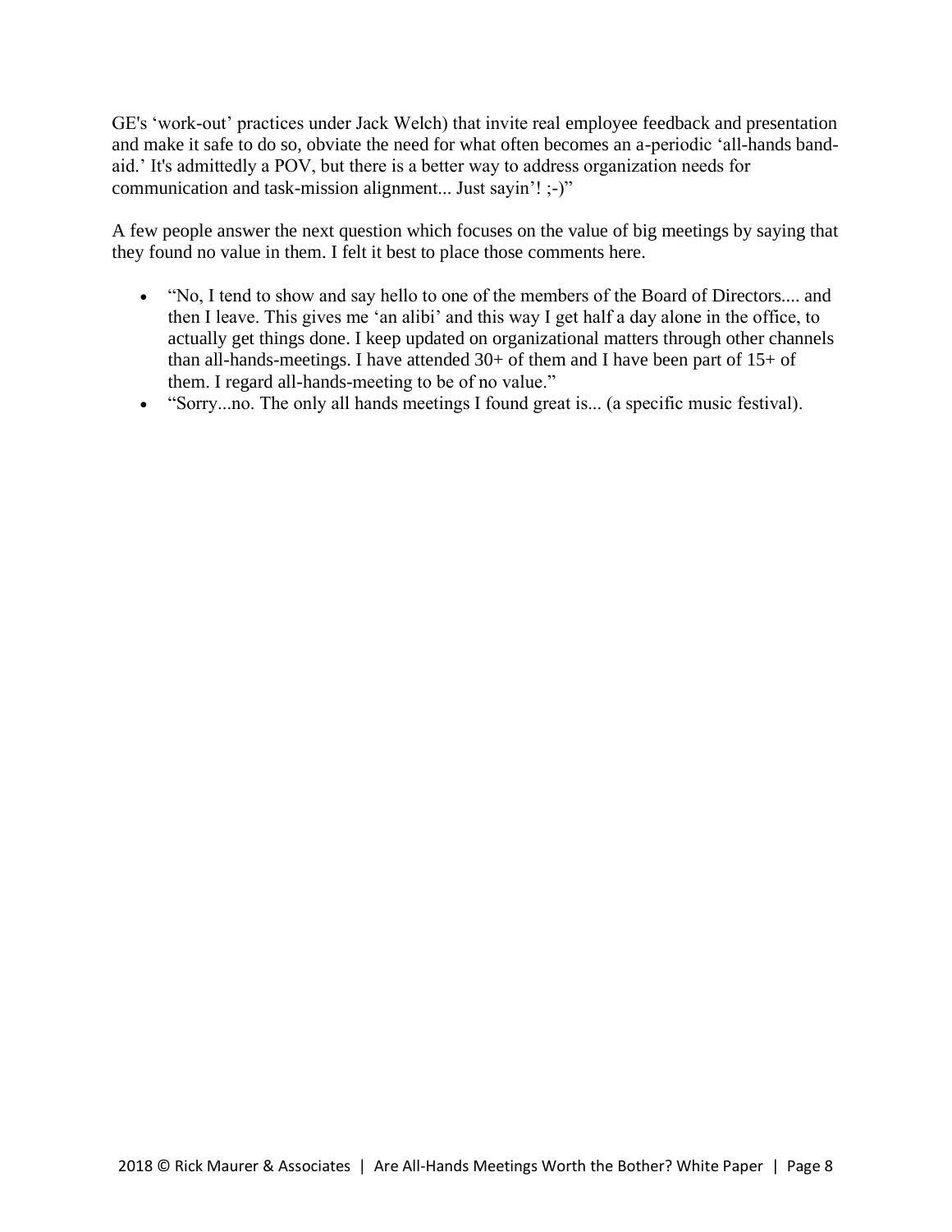GE's 'work-out' practices under Jack Welch) that invite real employee feedback and presentation and make it safe to do so, obviate the need for what often becomes an a-periodic 'all-hands band-aid.' It's admittedly a POV, but there is a better way to address organization needs for communication and task-mission alignment... Just sayin'! ;-)"

A few people answer the next question which focuses on the value of big meetings by saying that they found no value in them. I felt it best to place those comments here.

- "No, I tend to show and say hello to one of the members of the Board of Directors.... and then I leave. This gives me 'an alibi' and this way I get half a day alone in the office, to actually get things done. I keep updated on organizational matters through other channels than all-hands-meetings. I have attended 30+ of them and I have been part of 15+ of them. I regard all-hands-meeting to be of no value."
- "Sorry...no. The only all hands meetings I found great is... (a specific music festival).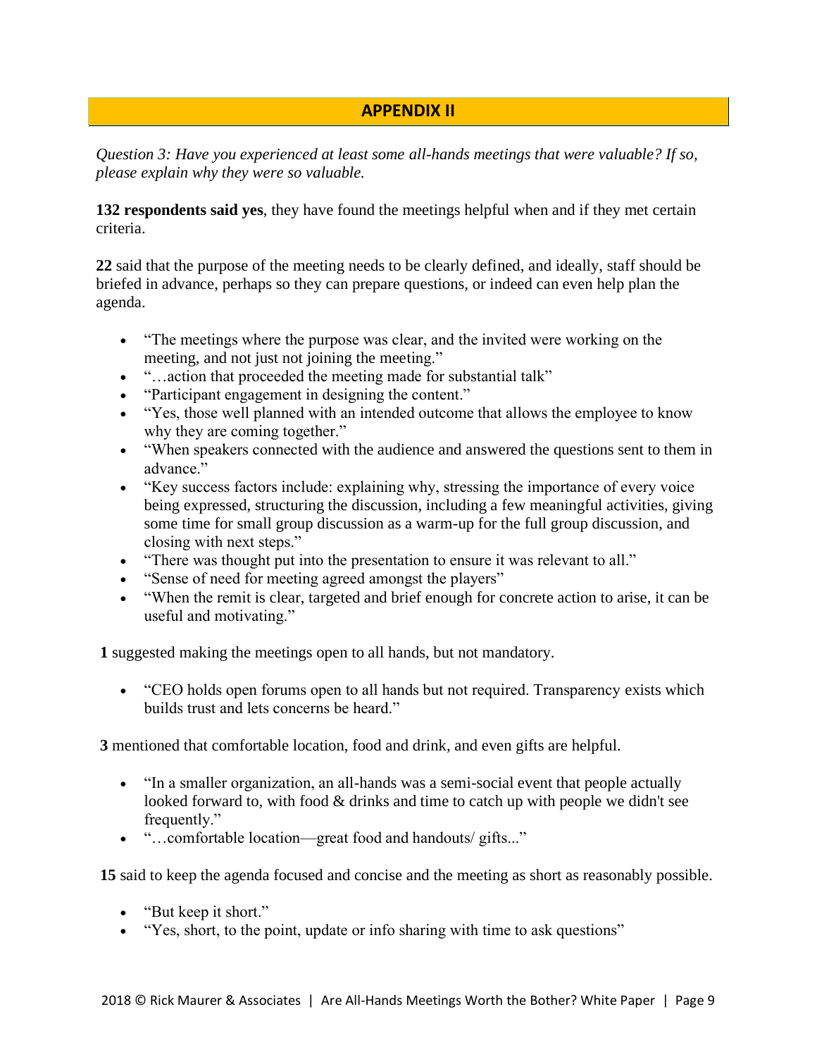## APPENDIX II

*Question 3: Have you experienced at least some all-hands meetings that were valuable? If so, please explain why they were so valuable.*

**132 respondents said yes**, they have found the meetings helpful when and if they met certain criteria.

**22** said that the purpose of the meeting needs to be clearly defined, and ideally, staff should be briefed in advance, perhaps so they can prepare questions, or indeed can even help plan the agenda.

- "The meetings where the purpose was clear, and the invited were working on the meeting, and not just not joining the meeting."
- "…action that proceeded the meeting made for substantial talk"
- "Participant engagement in designing the content."
- "Yes, those well planned with an intended outcome that allows the employee to know why they are coming together."
- "When speakers connected with the audience and answered the questions sent to them in advance."
- "Key success factors include: explaining why, stressing the importance of every voice being expressed, structuring the discussion, including a few meaningful activities, giving some time for small group discussion as a warm-up for the full group discussion, and closing with next steps."
- "There was thought put into the presentation to ensure it was relevant to all."
- "Sense of need for meeting agreed amongst the players"
- "When the remit is clear, targeted and brief enough for concrete action to arise, it can be useful and motivating."

**1** suggested making the meetings open to all hands, but not mandatory.

- "CEO holds open forums open to all hands but not required. Transparency exists which builds trust and lets concerns be heard."

**3** mentioned that comfortable location, food and drink, and even gifts are helpful.

- "In a smaller organization, an all-hands was a semi-social event that people actually looked forward to, with food & drinks and time to catch up with people we didn't see frequently."
- "…comfortable location—great food and handouts/ gifts..."

**15** said to keep the agenda focused and concise and the meeting as short as reasonably possible.

- "But keep it short."
- "Yes, short, to the point, update or info sharing with time to ask questions"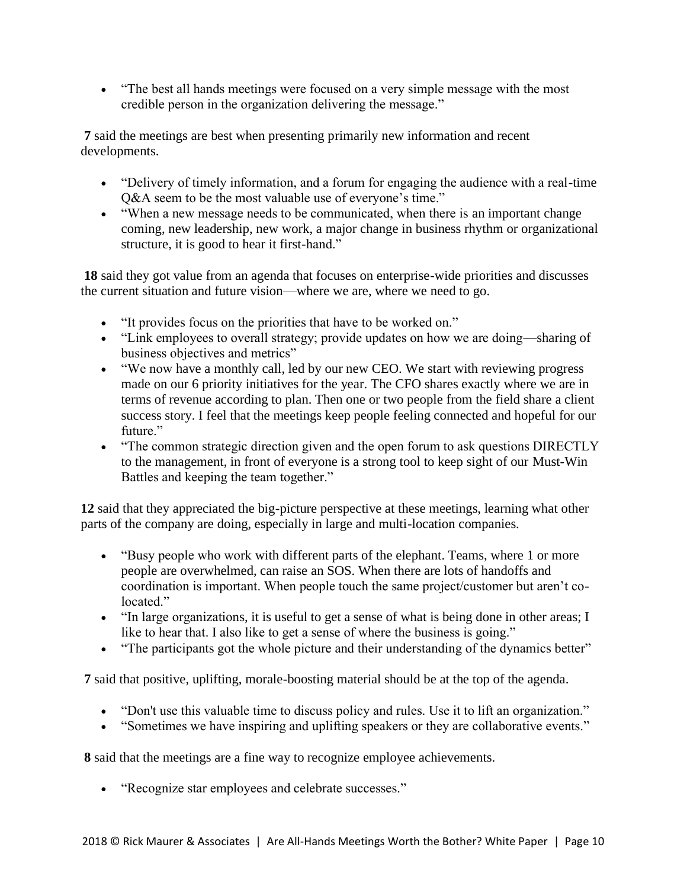- "The best all hands meetings were focused on a very simple message with the most credible person in the organization delivering the message."

**7** said the meetings are best when presenting primarily new information and recent developments.

- "Delivery of timely information, and a forum for engaging the audience with a real-time Q&A seem to be the most valuable use of everyone's time."
- "When a new message needs to be communicated, when there is an important change coming, new leadership, new work, a major change in business rhythm or organizational structure, it is good to hear it first-hand."

**18** said they got value from an agenda that focuses on enterprise-wide priorities and discusses the current situation and future vision—where we are, where we need to go.

- "It provides focus on the priorities that have to be worked on."
- "Link employees to overall strategy; provide updates on how we are doing—sharing of business objectives and metrics"
- "We now have a monthly call, led by our new CEO. We start with reviewing progress made on our 6 priority initiatives for the year. The CFO shares exactly where we are in terms of revenue according to plan. Then one or two people from the field share a client success story. I feel that the meetings keep people feeling connected and hopeful for our future."
- "The common strategic direction given and the open forum to ask questions DIRECTLY to the management, in front of everyone is a strong tool to keep sight of our Must-Win Battles and keeping the team together."

**12** said that they appreciated the big-picture perspective at these meetings, learning what other parts of the company are doing, especially in large and multi-location companies.

- "Busy people who work with different parts of the elephant. Teams, where 1 or more people are overwhelmed, can raise an SOS. When there are lots of handoffs and coordination is important. When people touch the same project/customer but aren't co-located."
- "In large organizations, it is useful to get a sense of what is being done in other areas; I like to hear that. I also like to get a sense of where the business is going."
- "The participants got the whole picture and their understanding of the dynamics better"

**7** said that positive, uplifting, morale-boosting material should be at the top of the agenda.

- "Don't use this valuable time to discuss policy and rules. Use it to lift an organization."
- "Sometimes we have inspiring and uplifting speakers or they are collaborative events."

**8** said that the meetings are a fine way to recognize employee achievements.

- "Recognize star employees and celebrate successes."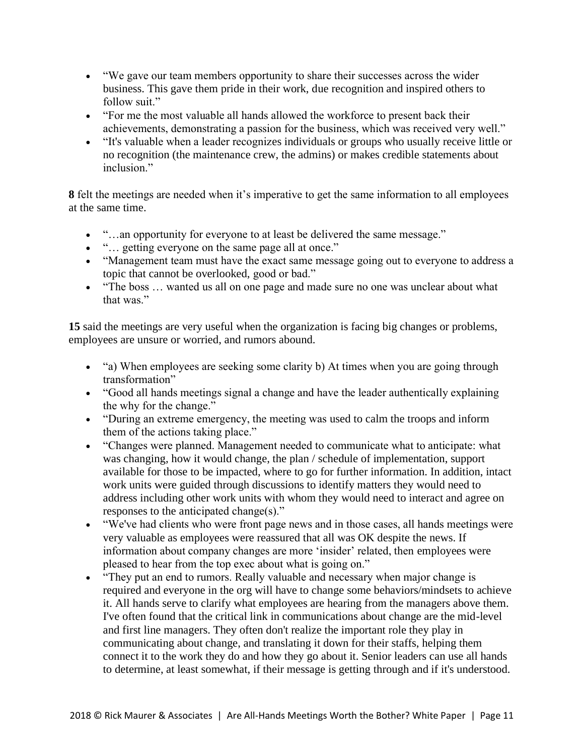- "We gave our team members opportunity to share their successes across the wider business. This gave them pride in their work, due recognition and inspired others to follow suit."
- "For me the most valuable all hands allowed the workforce to present back their achievements, demonstrating a passion for the business, which was received very well."
- "It's valuable when a leader recognizes individuals or groups who usually receive little or no recognition (the maintenance crew, the admins) or makes credible statements about inclusion."

**8** felt the meetings are needed when it's imperative to get the same information to all employees at the same time.

- "…an opportunity for everyone to at least be delivered the same message."
- "… getting everyone on the same page all at once."
- "Management team must have the exact same message going out to everyone to address a topic that cannot be overlooked, good or bad."
- "The boss … wanted us all on one page and made sure no one was unclear about what that was."

**15** said the meetings are very useful when the organization is facing big changes or problems, employees are unsure or worried, and rumors abound.

- "a) When employees are seeking some clarity b) At times when you are going through transformation"
- "Good all hands meetings signal a change and have the leader authentically explaining the why for the change."
- "During an extreme emergency, the meeting was used to calm the troops and inform them of the actions taking place."
- "Changes were planned. Management needed to communicate what to anticipate: what was changing, how it would change, the plan / schedule of implementation, support available for those to be impacted, where to go for further information. In addition, intact work units were guided through discussions to identify matters they would need to address including other work units with whom they would need to interact and agree on responses to the anticipated change(s)."
- "We've had clients who were front page news and in those cases, all hands meetings were very valuable as employees were reassured that all was OK despite the news. If information about company changes are more 'insider' related, then employees were pleased to hear from the top exec about what is going on."
- "They put an end to rumors. Really valuable and necessary when major change is required and everyone in the org will have to change some behaviors/mindsets to achieve it. All hands serve to clarify what employees are hearing from the managers above them. I've often found that the critical link in communications about change are the mid-level and first line managers. They often don't realize the important role they play in communicating about change, and translating it down for their staffs, helping them connect it to the work they do and how they go about it. Senior leaders can use all hands to determine, at least somewhat, if their message is getting through and if it's understood.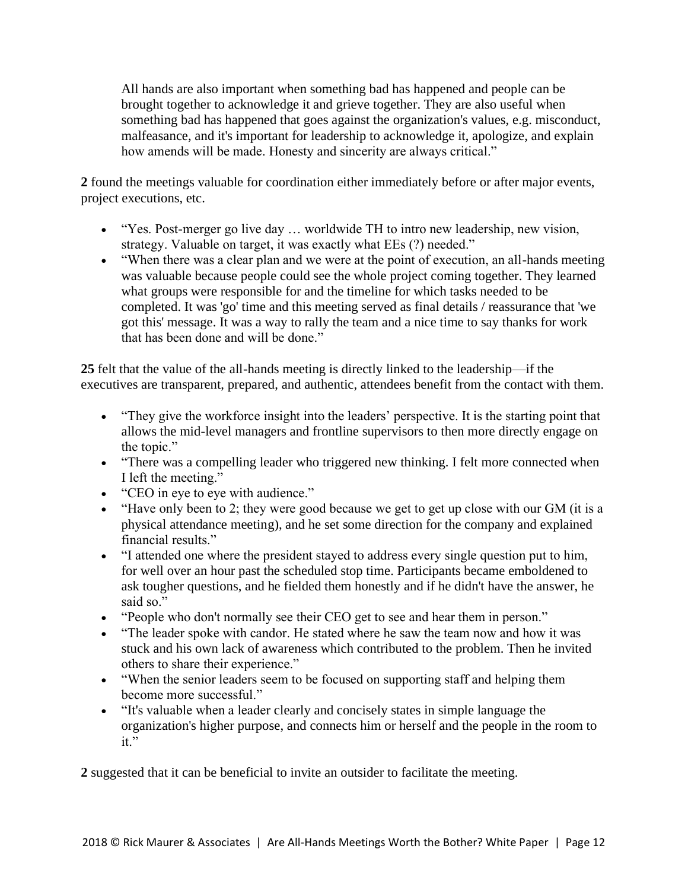All hands are also important when something bad has happened and people can be brought together to acknowledge it and grieve together. They are also useful when something bad has happened that goes against the organization's values, e.g. misconduct, malfeasance, and it's important for leadership to acknowledge it, apologize, and explain how amends will be made. Honesty and sincerity are always critical."

**2** found the meetings valuable for coordination either immediately before or after major events, project executions, etc.

- "Yes. Post-merger go live day … worldwide TH to intro new leadership, new vision, strategy. Valuable on target, it was exactly what EEs (?) needed."
- "When there was a clear plan and we were at the point of execution, an all-hands meeting was valuable because people could see the whole project coming together. They learned what groups were responsible for and the timeline for which tasks needed to be completed. It was 'go' time and this meeting served as final details / reassurance that 'we got this' message. It was a way to rally the team and a nice time to say thanks for work that has been done and will be done."

**25** felt that the value of the all-hands meeting is directly linked to the leadership—if the executives are transparent, prepared, and authentic, attendees benefit from the contact with them.

- "They give the workforce insight into the leaders' perspective. It is the starting point that allows the mid-level managers and frontline supervisors to then more directly engage on the topic."
- "There was a compelling leader who triggered new thinking. I felt more connected when I left the meeting."
- "CEO in eye to eye with audience."
- "Have only been to 2; they were good because we get to get up close with our GM (it is a physical attendance meeting), and he set some direction for the company and explained financial results."
- "I attended one where the president stayed to address every single question put to him, for well over an hour past the scheduled stop time. Participants became emboldened to ask tougher questions, and he fielded them honestly and if he didn't have the answer, he said so."
- "People who don't normally see their CEO get to see and hear them in person."
- "The leader spoke with candor. He stated where he saw the team now and how it was stuck and his own lack of awareness which contributed to the problem. Then he invited others to share their experience."
- "When the senior leaders seem to be focused on supporting staff and helping them become more successful."
- "It's valuable when a leader clearly and concisely states in simple language the organization's higher purpose, and connects him or herself and the people in the room to it."

**2** suggested that it can be beneficial to invite an outsider to facilitate the meeting.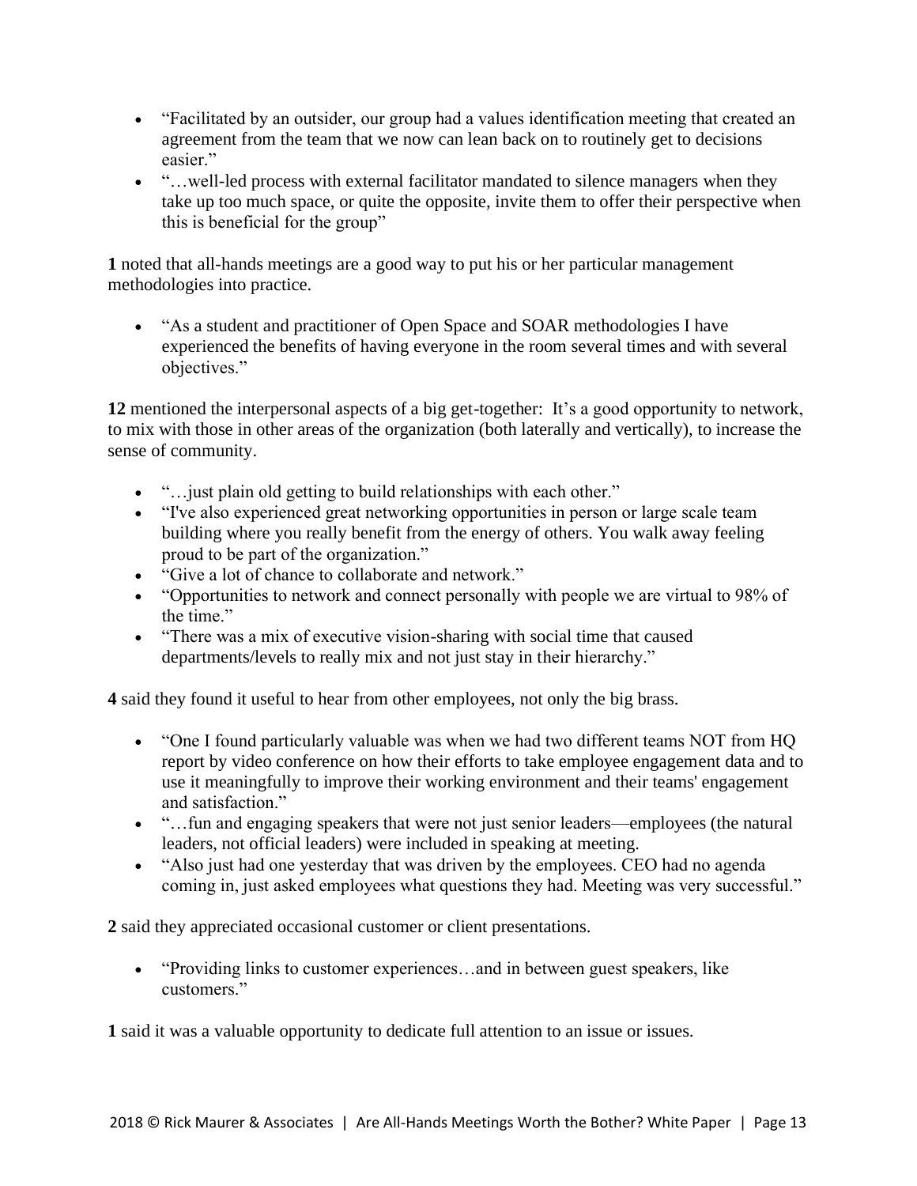- "Facilitated by an outsider, our group had a values identification meeting that created an agreement from the team that we now can lean back on to routinely get to decisions easier."
- "…well-led process with external facilitator mandated to silence managers when they take up too much space, or quite the opposite, invite them to offer their perspective when this is beneficial for the group"

**1** noted that all-hands meetings are a good way to put his or her particular management methodologies into practice.

- "As a student and practitioner of Open Space and SOAR methodologies I have experienced the benefits of having everyone in the room several times and with several objectives."

**12** mentioned the interpersonal aspects of a big get-together: It's a good opportunity to network, to mix with those in other areas of the organization (both laterally and vertically), to increase the sense of community.

- "…just plain old getting to build relationships with each other."
- "I've also experienced great networking opportunities in person or large scale team building where you really benefit from the energy of others. You walk away feeling proud to be part of the organization."
- "Give a lot of chance to collaborate and network."
- "Opportunities to network and connect personally with people we are virtual to 98% of the time."
- "There was a mix of executive vision-sharing with social time that caused departments/levels to really mix and not just stay in their hierarchy."

**4** said they found it useful to hear from other employees, not only the big brass.

- "One I found particularly valuable was when we had two different teams NOT from HQ report by video conference on how their efforts to take employee engagement data and to use it meaningfully to improve their working environment and their teams' engagement and satisfaction."
- "…fun and engaging speakers that were not just senior leaders—employees (the natural leaders, not official leaders) were included in speaking at meeting.
- "Also just had one yesterday that was driven by the employees. CEO had no agenda coming in, just asked employees what questions they had. Meeting was very successful."

**2** said they appreciated occasional customer or client presentations.

- "Providing links to customer experiences…and in between guest speakers, like customers."

**1** said it was a valuable opportunity to dedicate full attention to an issue or issues.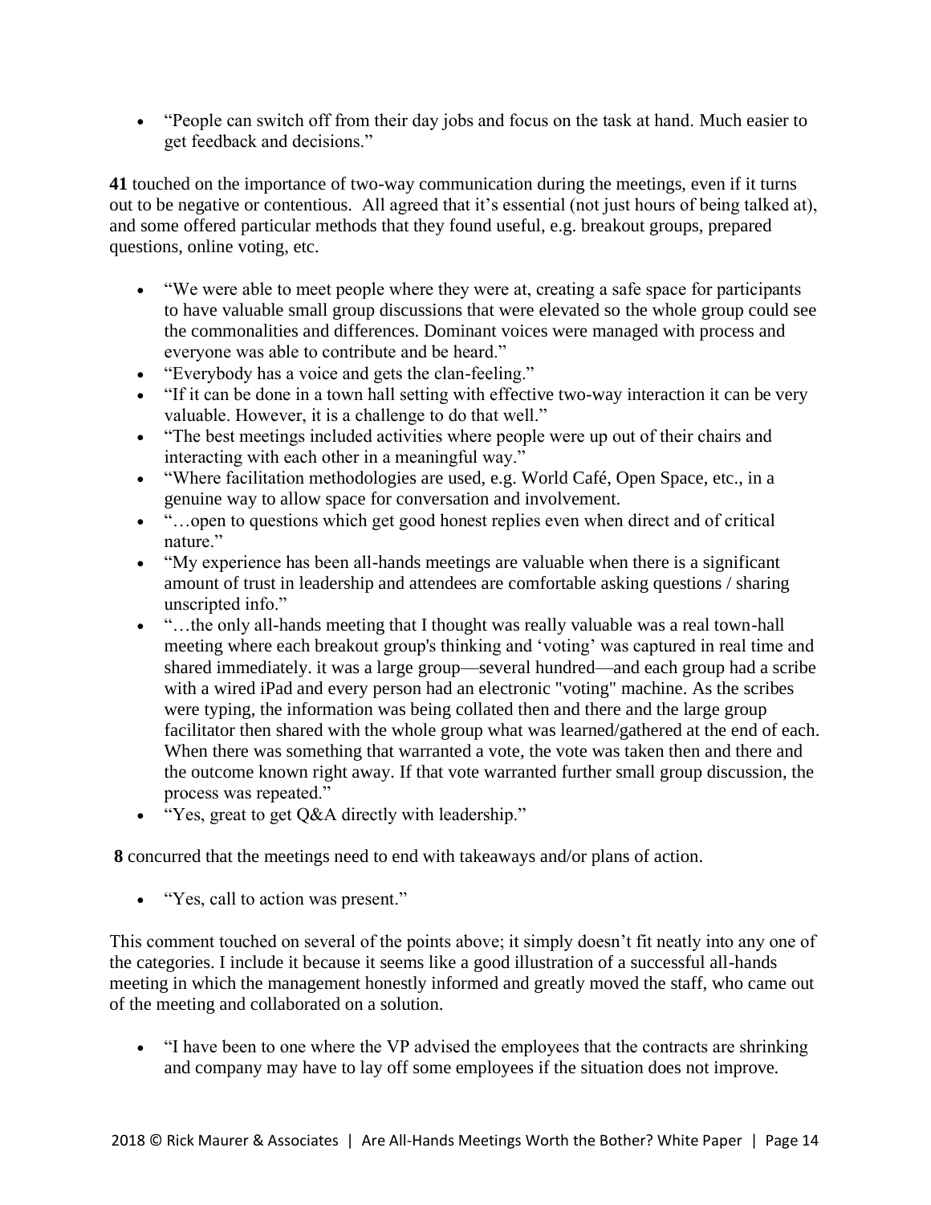- "People can switch off from their day jobs and focus on the task at hand. Much easier to get feedback and decisions."

**41** touched on the importance of two-way communication during the meetings, even if it turns out to be negative or contentious. All agreed that it's essential (not just hours of being talked at), and some offered particular methods that they found useful, e.g. breakout groups, prepared questions, online voting, etc.

- "We were able to meet people where they were at, creating a safe space for participants to have valuable small group discussions that were elevated so the whole group could see the commonalities and differences. Dominant voices were managed with process and everyone was able to contribute and be heard."
- "Everybody has a voice and gets the clan-feeling."
- "If it can be done in a town hall setting with effective two-way interaction it can be very valuable. However, it is a challenge to do that well."
- "The best meetings included activities where people were up out of their chairs and interacting with each other in a meaningful way."
- "Where facilitation methodologies are used, e.g. World Café, Open Space, etc., in a genuine way to allow space for conversation and involvement.
- "…open to questions which get good honest replies even when direct and of critical nature."
- "My experience has been all-hands meetings are valuable when there is a significant amount of trust in leadership and attendees are comfortable asking questions / sharing unscripted info."
- "…the only all-hands meeting that I thought was really valuable was a real town-hall meeting where each breakout group's thinking and 'voting' was captured in real time and shared immediately. it was a large group—several hundred—and each group had a scribe with a wired iPad and every person had an electronic "voting" machine. As the scribes were typing, the information was being collated then and there and the large group facilitator then shared with the whole group what was learned/gathered at the end of each. When there was something that warranted a vote, the vote was taken then and there and the outcome known right away. If that vote warranted further small group discussion, the process was repeated."
- "Yes, great to get Q&A directly with leadership."

**8** concurred that the meetings need to end with takeaways and/or plans of action.

- "Yes, call to action was present."

This comment touched on several of the points above; it simply doesn't fit neatly into any one of the categories. I include it because it seems like a good illustration of a successful all-hands meeting in which the management honestly informed and greatly moved the staff, who came out of the meeting and collaborated on a solution.

- "I have been to one where the VP advised the employees that the contracts are shrinking and company may have to lay off some employees if the situation does not improve.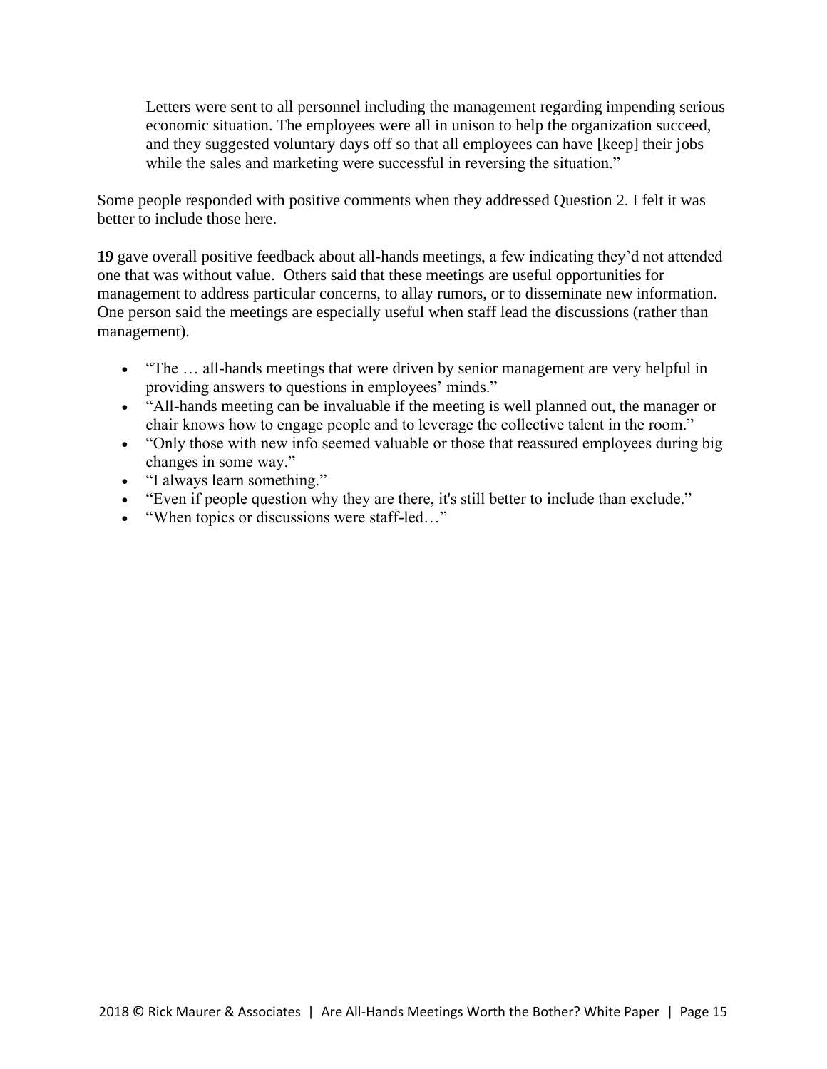> Letters were sent to all personnel including the management regarding impending serious economic situation. The employees were all in unison to help the organization succeed, and they suggested voluntary days off so that all employees can have [keep] their jobs while the sales and marketing were successful in reversing the situation."

Some people responded with positive comments when they addressed Question 2. I felt it was better to include those here.

**19** gave overall positive feedback about all-hands meetings, a few indicating they'd not attended one that was without value. Others said that these meetings are useful opportunities for management to address particular concerns, to allay rumors, or to disseminate new information. One person said the meetings are especially useful when staff lead the discussions (rather than management).

- "The … all-hands meetings that were driven by senior management are very helpful in providing answers to questions in employees' minds."
- "All-hands meeting can be invaluable if the meeting is well planned out, the manager or chair knows how to engage people and to leverage the collective talent in the room."
- "Only those with new info seemed valuable or those that reassured employees during big changes in some way."
- "I always learn something."
- "Even if people question why they are there, it's still better to include than exclude."
- "When topics or discussions were staff-led…"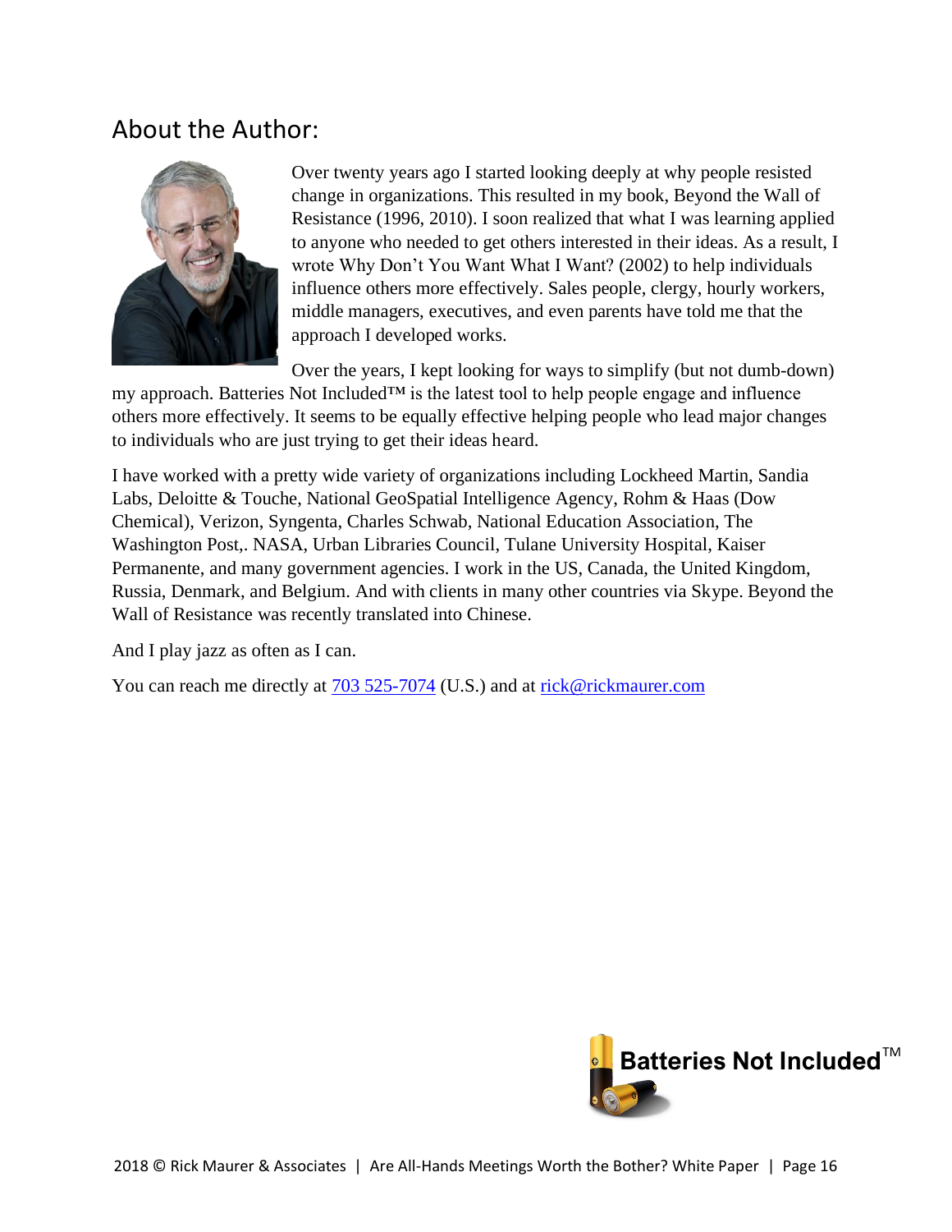## About the Author:

Over twenty years ago I started looking deeply at why people resisted change in organizations. This resulted in my book, Beyond the Wall of Resistance (1996, 2010). I soon realized that what I was learning applied to anyone who needed to get others interested in their ideas. As a result, I wrote Why Don't You Want What I Want? (2002) to help individuals influence others more effectively. Sales people, clergy, hourly workers, middle managers, executives, and even parents have told me that the approach I developed works.

Over the years, I kept looking for ways to simplify (but not dumb-down) my approach. Batteries Not Included™ is the latest tool to help people engage and influence others more effectively. It seems to be equally effective helping people who lead major changes to individuals who are just trying to get their ideas heard.

I have worked with a pretty wide variety of organizations including Lockheed Martin, Sandia Labs, Deloitte & Touche, National GeoSpatial Intelligence Agency, Rohm & Haas (Dow Chemical), Verizon, Syngenta, Charles Schwab, National Education Association, The Washington Post,. NASA, Urban Libraries Council, Tulane University Hospital, Kaiser Permanente, and many government agencies. I work in the US, Canada, the United Kingdom, Russia, Denmark, and Belgium. And with clients in many other countries via Skype. Beyond the Wall of Resistance was recently translated into Chinese.

And I play jazz as often as I can.

You can reach me directly at 703 525-7074 (U.S.) and at rick@rickmaurer.com

Batteries Not Included™